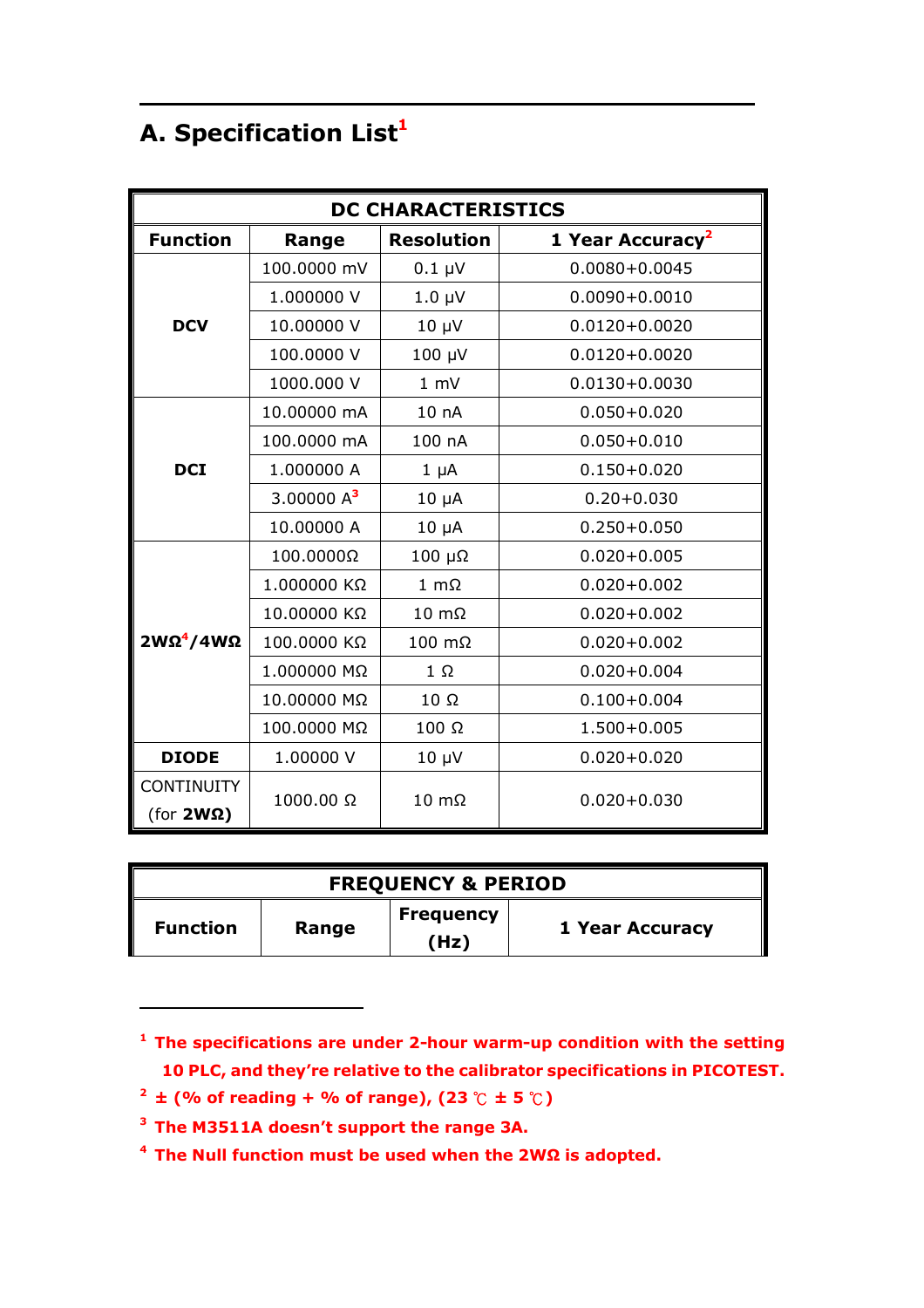## A. Specification List[1]

| DC CHARACTERISTICS | | | |
|---|---|---|---|
| **Function** | **Range** | **Resolution** | **1 Year Accuracy**[2] |
| **DCV** | 100.0000 mV | 0.1 μV | 0.0080+0.0045 |
| | 1.000000 V | 1.0 μV | 0.0090+0.0010 |
| | 10.00000 V | 10 μV | 0.0120+0.0020 |
| | 100.0000 V | 100 μV | 0.0120+0.0020 |
| | 1000.000 V | 1 mV | 0.0130+0.0030 |
| **DCI** | 10.00000 mA | 10 nA | 0.050+0.020 |
| | 100.0000 mA | 100 nA | 0.050+0.010 |
| | 1.000000 A | 1 μA | 0.150+0.020 |
| | 3.00000 A[3] | 10 μA | 0.20+0.030 |
| | 10.00000 A | 10 μA | 0.250+0.050 |
| **2WΩ[4]/4WΩ** | 100.0000Ω | 100 μΩ | 0.020+0.005 |
| | 1.000000 KΩ | 1 mΩ | 0.020+0.002 |
| | 10.00000 KΩ | 10 mΩ | 0.020+0.002 |
| | 100.0000 KΩ | 100 mΩ | 0.020+0.002 |
| | 1.000000 MΩ | 1 Ω | 0.020+0.004 |
| | 10.00000 MΩ | 10 Ω | 0.100+0.004 |
| | 100.0000 MΩ | 100 Ω | 1.500+0.005 |
| **DIODE** | 1.00000 V | 10 μV | 0.020+0.020 |
| CONTINUITY (for **2WΩ**) | 1000.00 Ω | 10 mΩ | 0.020+0.030 |

| FREQUENCY & PERIOD | | | |
|---|---|---|---|
| **Function** | **Range** | **Frequency (Hz)** | **1 Year Accuracy** |

---

[1] **The specifications are under 2-hour warm-up condition with the setting 10 PLC, and they're relative to the calibrator specifications in PICOTEST.**

[2] **± (% of reading + % of range), (23 ℃ ± 5 ℃)**

[3] **The M3511A doesn't support the range 3A.**

[4] **The Null function must be used when the 2WΩ is adopted.**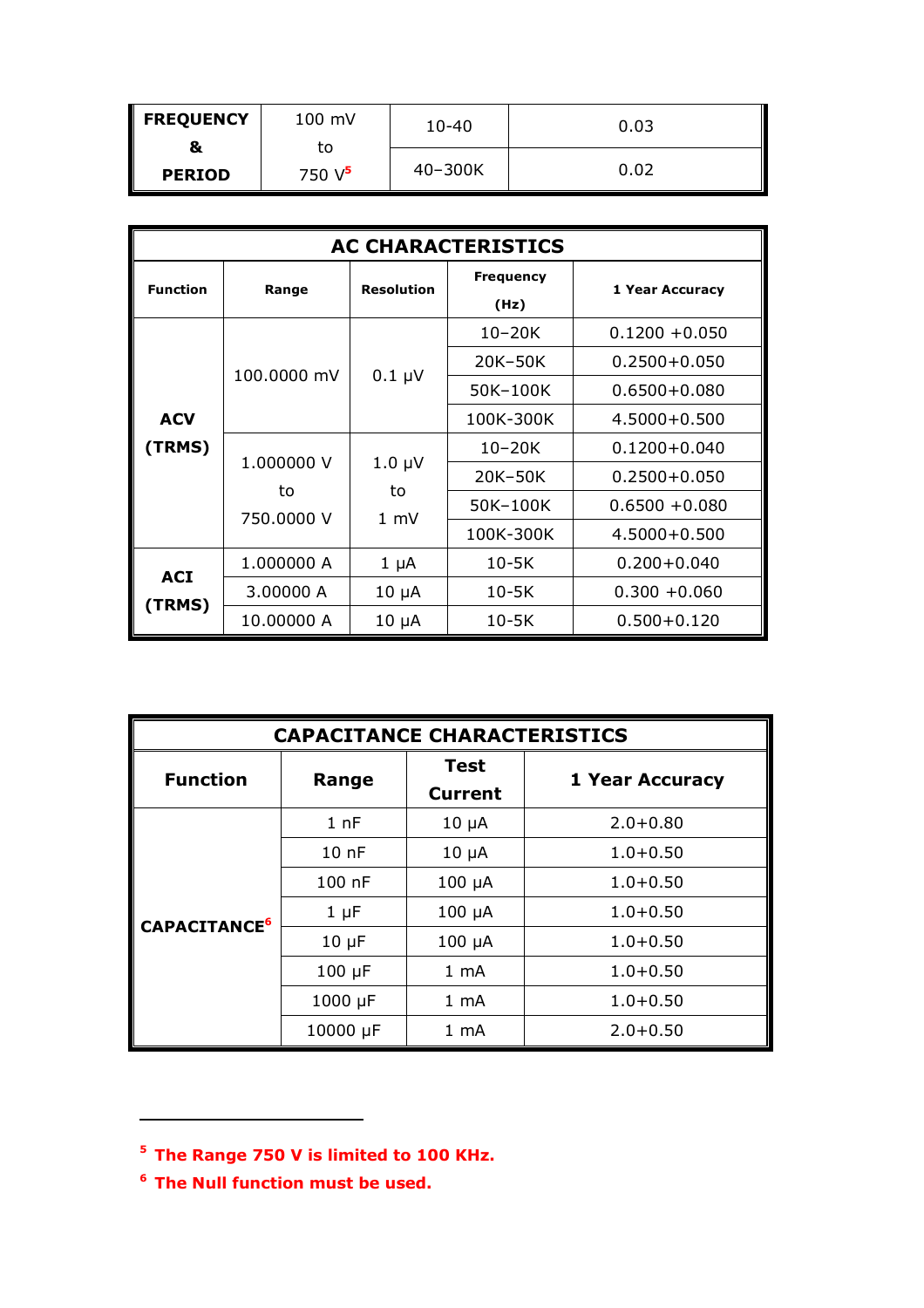| FREQUENCY & PERIOD | 100 mV to 750 V[5] | 10-40 | 0.03 |
|---|---|---|---|
| | | 40–300K | 0.02 |

| AC CHARACTERISTICS | | | | |
|---|---|---|---|---|
| **Function** | **Range** | **Resolution** | **Frequency (Hz)** | **1 Year Accuracy** |
| **ACV (TRMS)** | 100.0000 mV | 0.1 µV | 10–20K | 0.1200 +0.050 |
| | | | 20K–50K | 0.2500+0.050 |
| | | | 50K–100K | 0.6500+0.080 |
| | | | 100K-300K | 4.5000+0.500 |
| | 1.000000 V to 750.0000 V | 1.0 µV to 1 mV | 10–20K | 0.1200+0.040 |
| | | | 20K–50K | 0.2500+0.050 |
| | | | 50K–100K | 0.6500 +0.080 |
| | | | 100K-300K | 4.5000+0.500 |
| **ACI (TRMS)** | 1.000000 A | 1 µA | 10-5K | 0.200+0.040 |
| | 3.00000 A | 10 µA | 10-5K | 0.300 +0.060 |
| | 10.00000 A | 10 µA | 10-5K | 0.500+0.120 |

| CAPACITANCE CHARACTERISTICS | | | |
|---|---|---|---|
| **Function** | **Range** | **Test Current** | **1 Year Accuracy** |
| **CAPACITANCE[6]** | 1 nF | 10 µA | 2.0+0.80 |
| | 10 nF | 10 µA | 1.0+0.50 |
| | 100 nF | 100 µA | 1.0+0.50 |
| | 1 µF | 100 µA | 1.0+0.50 |
| | 10 µF | 100 µA | 1.0+0.50 |
| | 100 µF | 1 mA | 1.0+0.50 |
| | 1000 µF | 1 mA | 1.0+0.50 |
| | 10000 µF | 1 mA | 2.0+0.50 |

---

[5] **The Range 750 V is limited to 100 KHz.**

[6] **The Null function must be used.**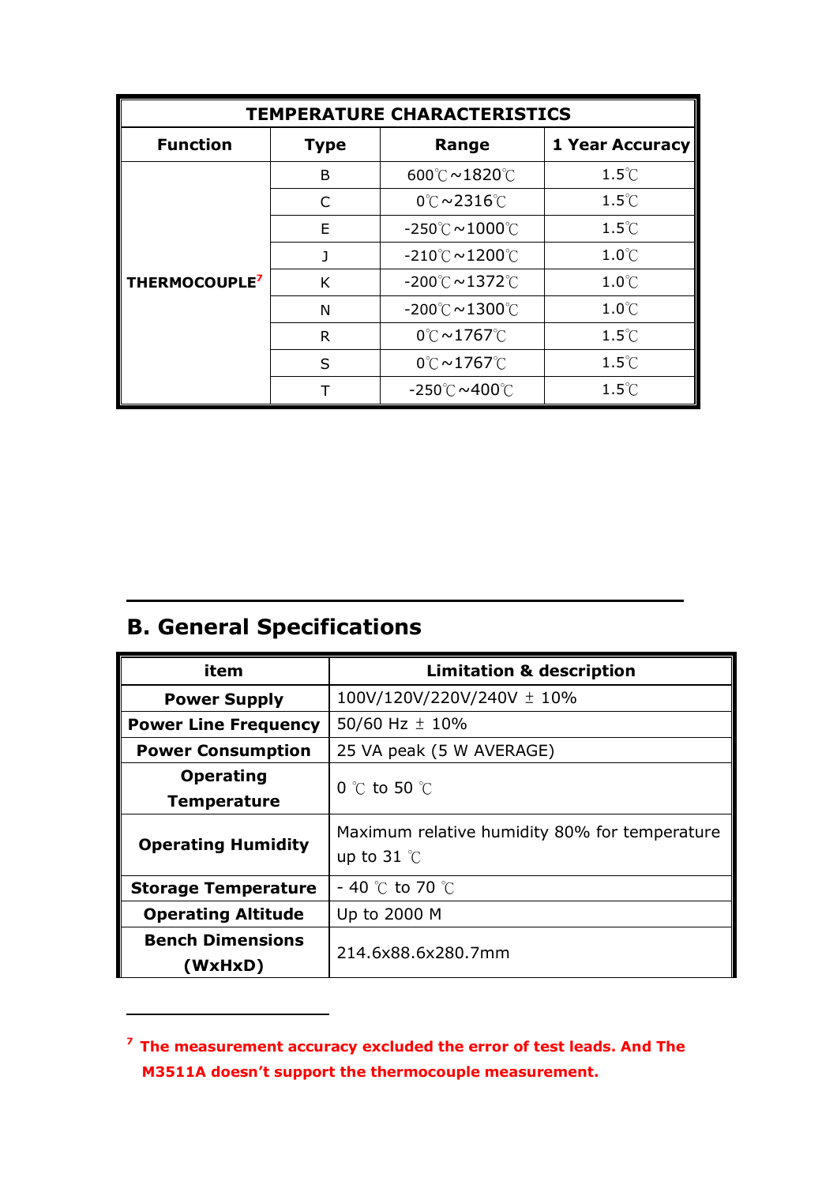| TEMPERATURE CHARACTERISTICS | | | |
|---|---|---|---|
| **Function** | **Type** | **Range** | **1 Year Accuracy** |
| **THERMOCOUPLE**[7] | B | 600℃~1820℃ | 1.5℃ |
| | C | 0℃~2316℃ | 1.5℃ |
| | E | -250℃~1000℃ | 1.5℃ |
| | J | -210℃~1200℃ | 1.0℃ |
| | K | -200℃~1372℃ | 1.0℃ |
| | N | -200℃~1300℃ | 1.0℃ |
| | R | 0℃~1767℃ | 1.5℃ |
| | S | 0℃~1767℃ | 1.5℃ |
| | T | -250℃~400℃ | 1.5℃ |

## B. General Specifications

| item | Limitation & description |
|---|---|
| **Power Supply** | 100V/120V/220V/240V ± 10% |
| **Power Line Frequency** | 50/60 Hz ± 10% |
| **Power Consumption** | 25 VA peak (5 W AVERAGE) |
| **Operating Temperature** | 0 ℃ to 50 ℃ |
| **Operating Humidity** | Maximum relative humidity 80% for temperature up to 31 ℃ |
| **Storage Temperature** | - 40 ℃ to 70 ℃ |
| **Operating Altitude** | Up to 2000 M |
| **Bench Dimensions (WxHxD)** | 214.6x88.6x280.7mm |

[7] **The measurement accuracy excluded the error of test leads. And The M3511A doesn't support the thermocouple measurement.**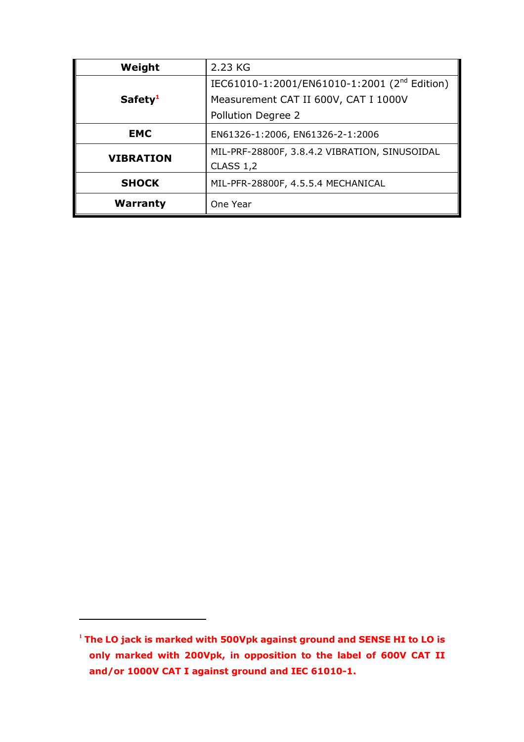| | |
|---|---|
| **Weight** | 2.23 KG |
| **Safety**[1] | IEC61010-1:2001/EN61010-1:2001 (2nd Edition)<br>Measurement CAT II 600V, CAT I 1000V<br>Pollution Degree 2 |
| **EMC** | EN61326-1:2006, EN61326-2-1:2006 |
| **VIBRATION** | MIL-PRF-28800F, 3.8.4.2 VIBRATION, SINUSOIDAL CLASS 1,2 |
| **SHOCK** | MIL-PFR-28800F, 4.5.5.4 MECHANICAL |
| **Warranty** | One Year |

---

[1] **The LO jack is marked with 500Vpk against ground and SENSE HI to LO is only marked with 200Vpk, in opposition to the label of 600V CAT II and/or 1000V CAT I against ground and IEC 61010-1.**